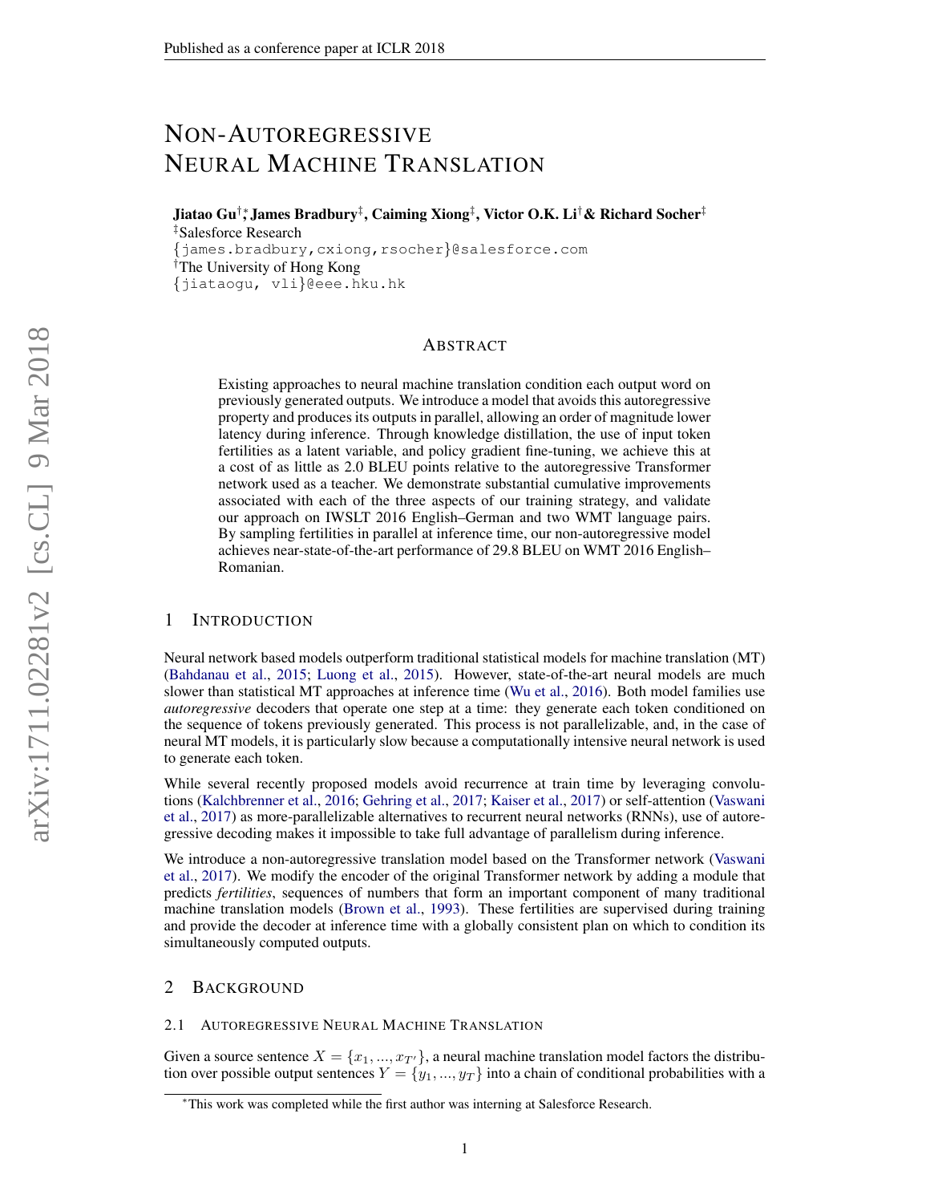# Non-Autoregressive Neural Machine Translation

**Jiatao Gu[†,*], James Bradbury[‡], Caiming Xiong[‡], Victor O.K. Li[†] & Richard Socher[‡]**
[‡]Salesforce Research
{james.bradbury,cxiong,rsocher}@salesforce.com
[†]The University of Hong Kong
{jiataogu, vli}@eee.hku.hk

## Abstract

Existing approaches to neural machine translation condition each output word on previously generated outputs. We introduce a model that avoids this autoregressive property and produces its outputs in parallel, allowing an order of magnitude lower latency during inference. Through knowledge distillation, the use of input token fertilities as a latent variable, and policy gradient fine-tuning, we achieve this at a cost of as little as 2.0 BLEU points relative to the autoregressive Transformer network used as a teacher. We demonstrate substantial cumulative improvements associated with each of the three aspects of our training strategy, and validate our approach on IWSLT 2016 English–German and two WMT language pairs. By sampling fertilities in parallel at inference time, our non-autoregressive model achieves near-state-of-the-art performance of 29.8 BLEU on WMT 2016 English–Romanian.

## 1 Introduction

Neural network based models outperform traditional statistical models for machine translation (MT) (Bahdanau et al., 2015; Luong et al., 2015). However, state-of-the-art neural models are much slower than statistical MT approaches at inference time (Wu et al., 2016). Both model families use *autoregressive* decoders that operate one step at a time: they generate each token conditioned on the sequence of tokens previously generated. This process is not parallelizable, and, in the case of neural MT models, it is particularly slow because a computationally intensive neural network is used to generate each token.

While several recently proposed models avoid recurrence at train time by leveraging convolutions (Kalchbrenner et al., 2016; Gehring et al., 2017; Kaiser et al., 2017) or self-attention (Vaswani et al., 2017) as more-parallelizable alternatives to recurrent neural networks (RNNs), use of autoregressive decoding makes it impossible to take full advantage of parallelism during inference.

We introduce a non-autoregressive translation model based on the Transformer network (Vaswani et al., 2017). We modify the encoder of the original Transformer network by adding a module that predicts *fertilities*, sequences of numbers that form an important component of many traditional machine translation models (Brown et al., 1993). These fertilities are supervised during training and provide the decoder at inference time with a globally consistent plan on which to condition its simultaneously computed outputs.

## 2 Background

### 2.1 Autoregressive Neural Machine Translation

Given a source sentence $X = \{x_1, ..., x_{T'}\}$, a neural machine translation model factors the distribution over possible output sentences $Y = \{y_1, ..., y_T\}$ into a chain of conditional probabilities with a

[*]This work was completed while the first author was interning at Salesforce Research.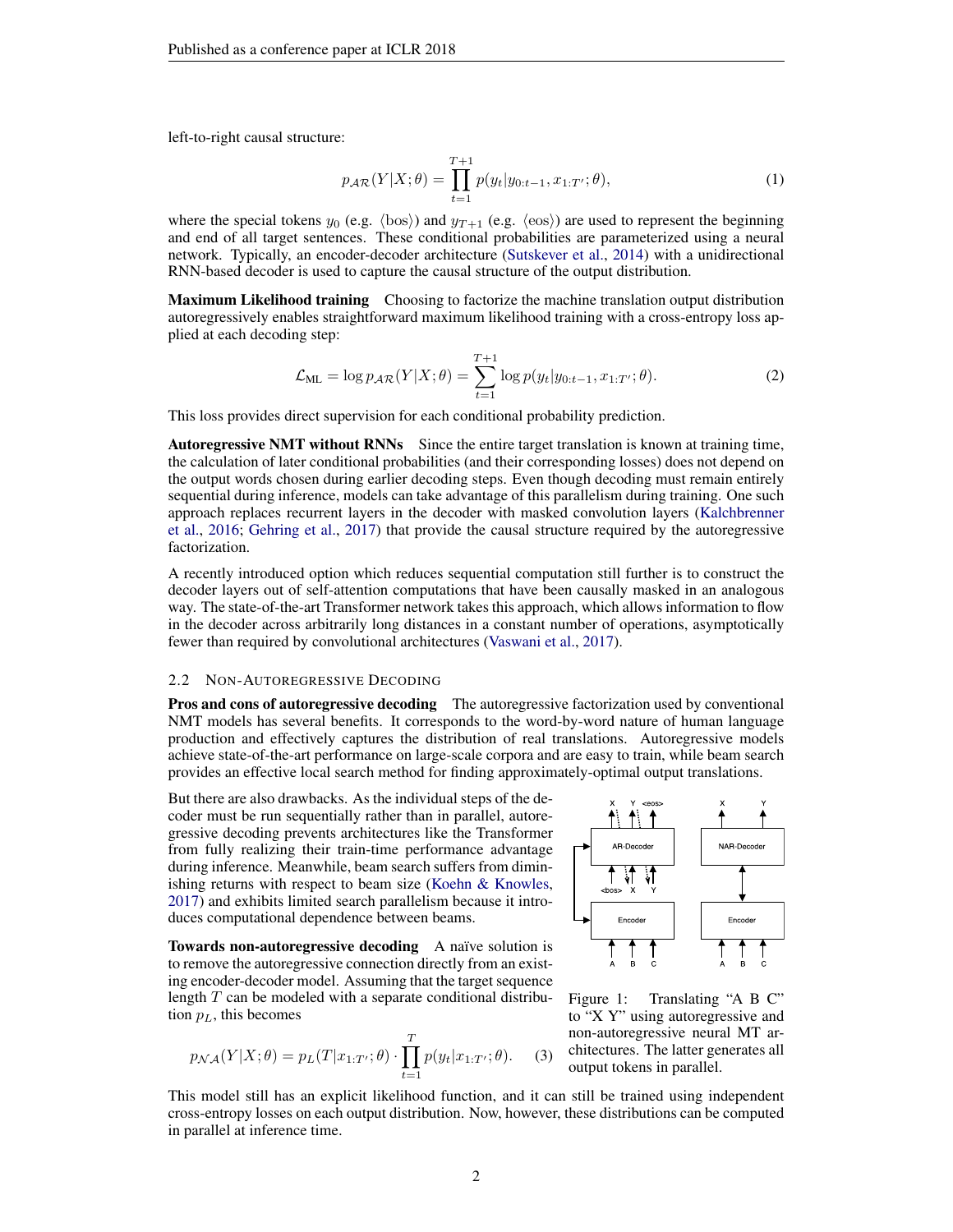left-to-right causal structure:

$$p_{\mathcal{AR}}(Y|X;\theta) = \prod_{t=1}^{T+1} p(y_t|y_{0:t-1}, x_{1:T'};\theta), \tag{1}$$

where the special tokens $y_0$ (e.g. $\langle\text{bos}\rangle$) and $y_{T+1}$ (e.g. $\langle\text{eos}\rangle$) are used to represent the beginning and end of all target sentences. These conditional probabilities are parameterized using a neural network. Typically, an encoder-decoder architecture (Sutskever et al., 2014) with a unidirectional RNN-based decoder is used to capture the causal structure of the output distribution.

**Maximum Likelihood training** Choosing to factorize the machine translation output distribution autoregressively enables straightforward maximum likelihood training with a cross-entropy loss applied at each decoding step:

$$\mathcal{L}_{\text{ML}} = \log p_{\mathcal{AR}}(Y|X;\theta) = \sum_{t=1}^{T+1} \log p(y_t|y_{0:t-1}, x_{1:T'};\theta). \tag{2}$$

This loss provides direct supervision for each conditional probability prediction.

**Autoregressive NMT without RNNs** Since the entire target translation is known at training time, the calculation of later conditional probabilities (and their corresponding losses) does not depend on the output words chosen during earlier decoding steps. Even though decoding must remain entirely sequential during inference, models can take advantage of this parallelism during training. One such approach replaces recurrent layers in the decoder with masked convolution layers (Kalchbrenner et al., 2016; Gehring et al., 2017) that provide the causal structure required by the autoregressive factorization.

A recently introduced option which reduces sequential computation still further is to construct the decoder layers out of self-attention computations that have been causally masked in an analogous way. The state-of-the-art Transformer network takes this approach, which allows information to flow in the decoder across arbitrarily long distances in a constant number of operations, asymptotically fewer than required by convolutional architectures (Vaswani et al., 2017).

### 2.2 Non-Autoregressive Decoding

**Pros and cons of autoregressive decoding** The autoregressive factorization used by conventional NMT models has several benefits. It corresponds to the word-by-word nature of human language production and effectively captures the distribution of real translations. Autoregressive models achieve state-of-the-art performance on large-scale corpora and are easy to train, while beam search provides an effective local search method for finding approximately-optimal output translations.

But there are also drawbacks. As the individual steps of the decoder must be run sequentially rather than in parallel, autoregressive decoding prevents architectures like the Transformer from fully realizing their train-time performance advantage during inference. Meanwhile, beam search suffers from diminishing returns with respect to beam size (Koehn & Knowles, 2017) and exhibits limited search parallelism because it introduces computational dependence between beams.

**Towards non-autoregressive decoding** A naïve solution is to remove the autoregressive connection directly from an existing encoder-decoder model. Assuming that the target sequence length $T$ can be modeled with a separate conditional distribution $p_L$, this becomes

$$p_{\mathcal{NA}}(Y|X;\theta) = p_L(T|x_{1:T'};\theta) \cdot \prod_{t=1}^{T} p(y_t|x_{1:T'};\theta). \tag{3}$$

Figure 1: Translating "A B C" to "X Y" using autoregressive and non-autoregressive neural MT architectures. The latter generates all output tokens in parallel.

This model still has an explicit likelihood function, and it can still be trained using independent cross-entropy losses on each output distribution. Now, however, these distributions can be computed in parallel at inference time.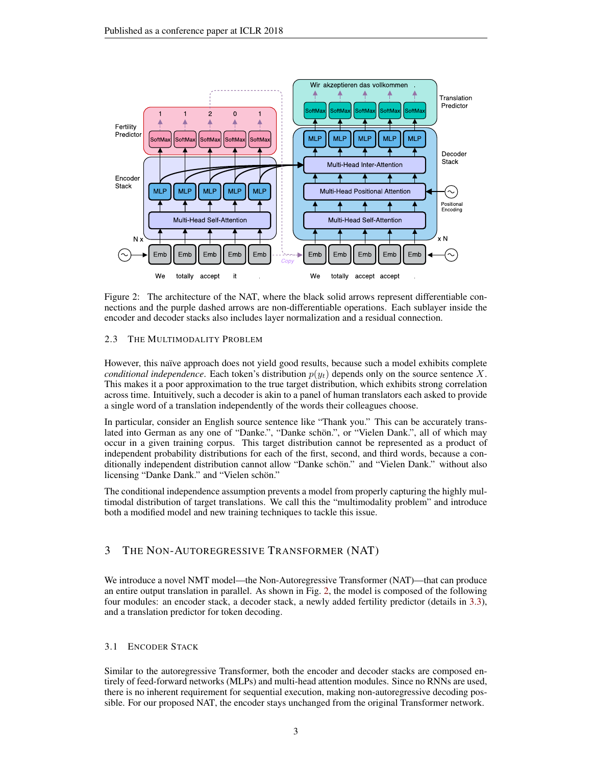Figure 2: The architecture of the NAT, where the black solid arrows represent differentiable connections and the purple dashed arrows are non-differentiable operations. Each sublayer inside the encoder and decoder stacks also includes layer normalization and a residual connection.

### 2.3 The Multimodality Problem

However, this naïve approach does not yield good results, because such a model exhibits complete *conditional independence*. Each token's distribution $p(y_t)$ depends only on the source sentence $X$. This makes it a poor approximation to the true target distribution, which exhibits strong correlation across time. Intuitively, such a decoder is akin to a panel of human translators each asked to provide a single word of a translation independently of the words their colleagues choose.

In particular, consider an English source sentence like "Thank you." This can be accurately translated into German as any one of "Danke.", "Danke schön.", or "Vielen Dank.", all of which may occur in a given training corpus. This target distribution cannot be represented as a product of independent probability distributions for each of the first, second, and third words, because a conditionally independent distribution cannot allow "Danke schön." and "Vielen Dank." without also licensing "Danke Dank." and "Vielen schön."

The conditional independence assumption prevents a model from properly capturing the highly multimodal distribution of target translations. We call this the "multimodality problem" and introduce both a modified model and new training techniques to tackle this issue.

## 3 The Non-Autoregressive Transformer (NAT)

We introduce a novel NMT model—the Non-Autoregressive Transformer (NAT)—that can produce an entire output translation in parallel. As shown in Fig. 2, the model is composed of the following four modules: an encoder stack, a decoder stack, a newly added fertility predictor (details in 3.3), and a translation predictor for token decoding.

### 3.1 Encoder Stack

Similar to the autoregressive Transformer, both the encoder and decoder stacks are composed entirely of feed-forward networks (MLPs) and multi-head attention modules. Since no RNNs are used, there is no inherent requirement for sequential execution, making non-autoregressive decoding possible. For our proposed NAT, the encoder stays unchanged from the original Transformer network.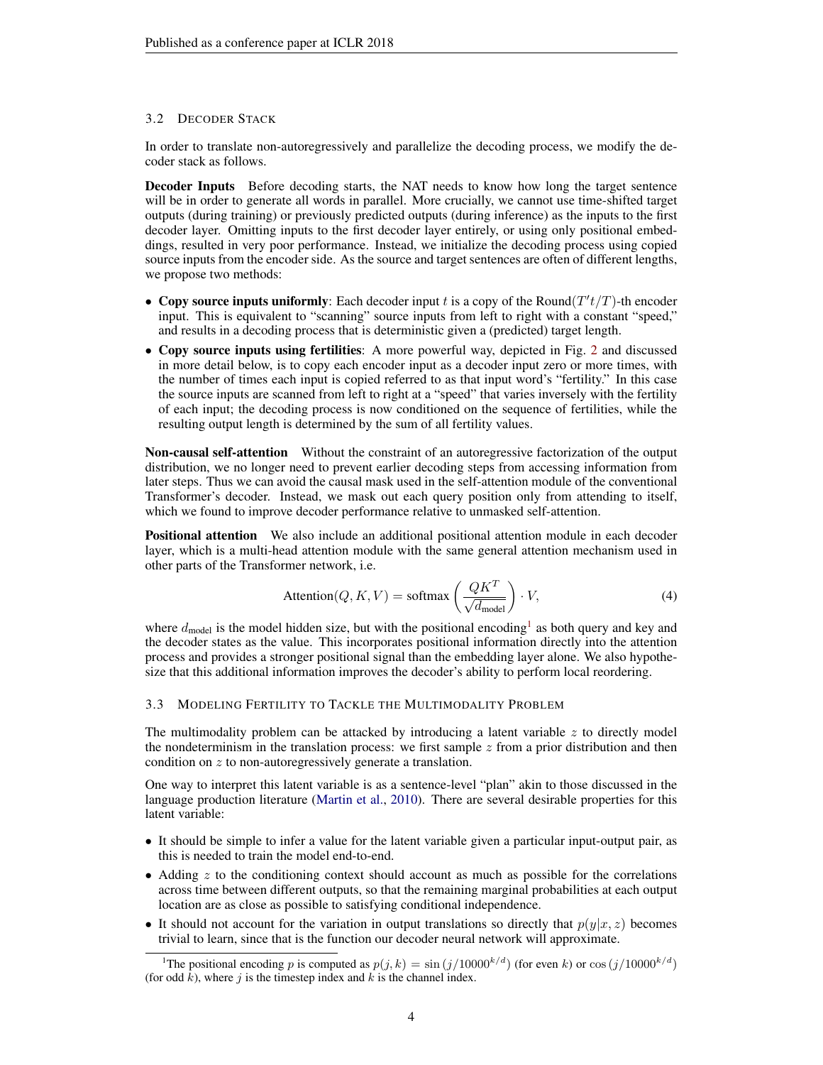### 3.2 Decoder Stack

In order to translate non-autoregressively and parallelize the decoding process, we modify the decoder stack as follows.

**Decoder Inputs** Before decoding starts, the NAT needs to know how long the target sentence will be in order to generate all words in parallel. More crucially, we cannot use time-shifted target outputs (during training) or previously predicted outputs (during inference) as the inputs to the first decoder layer. Omitting inputs to the first decoder layer entirely, or using only positional embeddings, resulted in very poor performance. Instead, we initialize the decoding process using copied source inputs from the encoder side. As the source and target sentences are often of different lengths, we propose two methods:

- **Copy source inputs uniformly**: Each decoder input $t$ is a copy of the Round($T't/T$)-th encoder input. This is equivalent to "scanning" source inputs from left to right with a constant "speed," and results in a decoding process that is deterministic given a (predicted) target length.
- **Copy source inputs using fertilities**: A more powerful way, depicted in Fig. 2 and discussed in more detail below, is to copy each encoder input as a decoder input zero or more times, with the number of times each input is copied referred to as that input word's "fertility." In this case the source inputs are scanned from left to right at a "speed" that varies inversely with the fertility of each input; the decoding process is now conditioned on the sequence of fertilities, while the resulting output length is determined by the sum of all fertility values.

**Non-causal self-attention** Without the constraint of an autoregressive factorization of the output distribution, we no longer need to prevent earlier decoding steps from accessing information from later steps. Thus we can avoid the causal mask used in the self-attention module of the conventional Transformer's decoder. Instead, we mask out each query position only from attending to itself, which we found to improve decoder performance relative to unmasked self-attention.

**Positional attention** We also include an additional positional attention module in each decoder layer, which is a multi-head attention module with the same general attention mechanism used in other parts of the Transformer network, i.e.

$$\text{Attention}(Q, K, V) = \text{softmax}\left(\frac{QK^T}{\sqrt{d_{\text{model}}}}\right) \cdot V, \tag{4}$$

where $d_{\text{model}}$ is the model hidden size, but with the positional encoding[1] as both query and key and the decoder states as the value. This incorporates positional information directly into the attention process and provides a stronger positional signal than the embedding layer alone. We also hypothesize that this additional information improves the decoder's ability to perform local reordering.

### 3.3 Modeling Fertility to Tackle the Multimodality Problem

The multimodality problem can be attacked by introducing a latent variable $z$ to directly model the nondeterminism in the translation process: we first sample $z$ from a prior distribution and then condition on $z$ to non-autoregressively generate a translation.

One way to interpret this latent variable is as a sentence-level "plan" akin to those discussed in the language production literature (Martin et al., 2010). There are several desirable properties for this latent variable:

- It should be simple to infer a value for the latent variable given a particular input-output pair, as this is needed to train the model end-to-end.
- Adding $z$ to the conditioning context should account as much as possible for the correlations across time between different outputs, so that the remaining marginal probabilities at each output location are as close as possible to satisfying conditional independence.
- It should not account for the variation in output translations so directly that $p(y|x, z)$ becomes trivial to learn, since that is the function our decoder neural network will approximate.

[1] The positional encoding $p$ is computed as $p(j, k) = \sin\left(j/10000^{k/d}\right)$ (for even $k$) or $\cos\left(j/10000^{k/d}\right)$ (for odd $k$), where $j$ is the timestep index and $k$ is the channel index.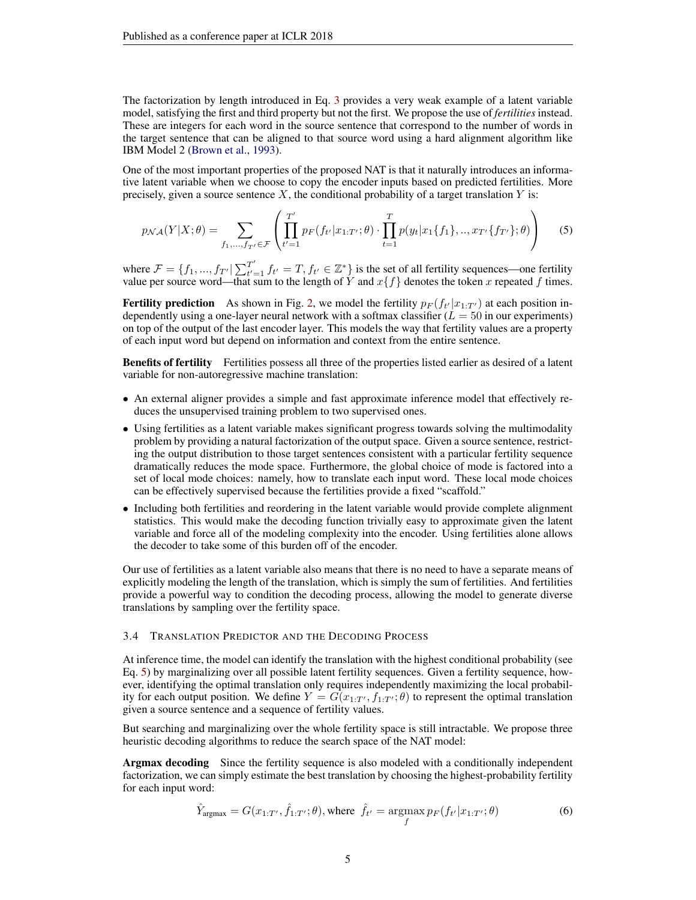The factorization by length introduced in Eq. 3 provides a very weak example of a latent variable model, satisfying the first and third property but not the first. We propose the use of *fertilities* instead. These are integers for each word in the source sentence that correspond to the number of words in the target sentence that can be aligned to that source word using a hard alignment algorithm like IBM Model 2 (Brown et al., 1993).

One of the most important properties of the proposed NAT is that it naturally introduces an informative latent variable when we choose to copy the encoder inputs based on predicted fertilities. More precisely, given a source sentence $X$, the conditional probability of a target translation $Y$ is:

$$p_{\mathcal{NA}}(Y|X;\theta) = \sum_{f_1,\ldots,f_{T'}\in\mathcal{F}} \left( \prod_{t'=1}^{T'} p_F(f_{t'}|x_{1:T'};\theta) \cdot \prod_{t=1}^{T} p(y_t|x_1\{f_1\},..,x_{T'}\{f_{T'}\};\theta) \right) \tag{5}$$

where $\mathcal{F} = \{f_1, ..., f_{T'} | \sum_{t'=1}^{T'} f_{t'} = T, f_{t'} \in \mathbb{Z}^*\}$ is the set of all fertility sequences—one fertility value per source word—that sum to the length of $Y$ and $x\{f\}$ denotes the token $x$ repeated $f$ times.

**Fertility prediction** As shown in Fig. 2, we model the fertility $p_F(f_{t'}|x_{1:T'})$ at each position independently using a one-layer neural network with a softmax classifier ($L = 50$ in our experiments) on top of the output of the last encoder layer. This models the way that fertility values are a property of each input word but depend on information and context from the entire sentence.

**Benefits of fertility** Fertilities possess all three of the properties listed earlier as desired of a latent variable for non-autoregressive machine translation:

- An external aligner provides a simple and fast approximate inference model that effectively reduces the unsupervised training problem to two supervised ones.
- Using fertilities as a latent variable makes significant progress towards solving the multimodality problem by providing a natural factorization of the output space. Given a source sentence, restricting the output distribution to those target sentences consistent with a particular fertility sequence dramatically reduces the mode space. Furthermore, the global choice of mode is factored into a set of local mode choices: namely, how to translate each input word. These local mode choices can be effectively supervised because the fertilities provide a fixed "scaffold."
- Including both fertilities and reordering in the latent variable would provide complete alignment statistics. This would make the decoding function trivially easy to approximate given the latent variable and force all of the modeling complexity into the encoder. Using fertilities alone allows the decoder to take some of this burden off of the encoder.

Our use of fertilities as a latent variable also means that there is no need to have a separate means of explicitly modeling the length of the translation, which is simply the sum of fertilities. And fertilities provide a powerful way to condition the decoding process, allowing the model to generate diverse translations by sampling over the fertility space.

### 3.4 Translation Predictor and the Decoding Process

At inference time, the model can identify the translation with the highest conditional probability (see Eq. 5) by marginalizing over all possible latent fertility sequences. Given a fertility sequence, however, identifying the optimal translation only requires independently maximizing the local probability for each output position. We define $Y = G(x_{1:T'}, f_{1:T'}; \theta)$ to represent the optimal translation given a source sentence and a sequence of fertility values.

But searching and marginalizing over the whole fertility space is still intractable. We propose three heuristic decoding algorithms to reduce the search space of the NAT model:

**Argmax decoding** Since the fertility sequence is also modeled with a conditionally independent factorization, we can simply estimate the best translation by choosing the highest-probability fertility for each input word:

$$\hat{Y}_{\text{argmax}} = G(x_{1:T'}, \hat{f}_{1:T'}; \theta), \text{where } \hat{f}_{t'} = \operatorname*{argmax}_{f} p_F(f_{t'}|x_{1:T'};\theta) \tag{6}$$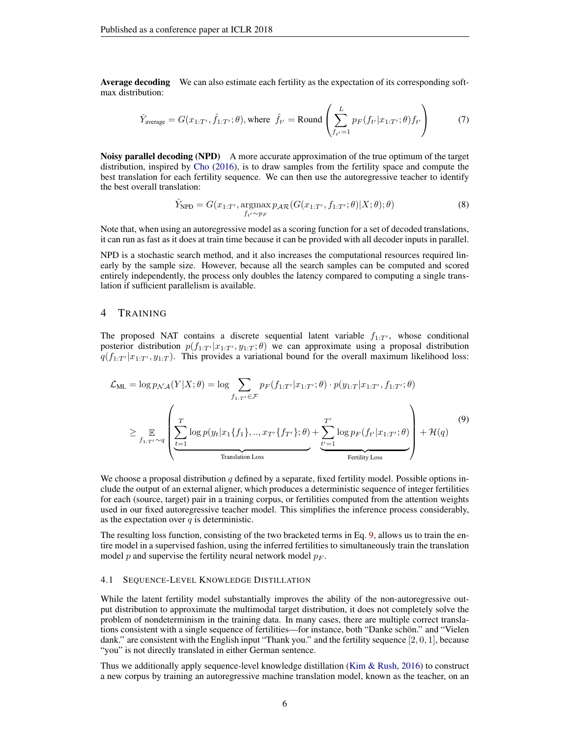**Average decoding** We can also estimate each fertility as the expectation of its corresponding softmax distribution:

$$\hat{Y}_{\text{average}} = G(x_{1:T'}, \hat{f}_{1:T'}; \theta), \text{where } \hat{f}_{t'} = \text{Round}\left(\sum_{f_{t'}=1}^{L} p_F(f_{t'}|x_{1:T'}; \theta) f_{t'}\right) \tag{7}$$

**Noisy parallel decoding (NPD)** A more accurate approximation of the true optimum of the target distribution, inspired by Cho (2016), is to draw samples from the fertility space and compute the best translation for each fertility sequence. We can then use the autoregressive teacher to identify the best overall translation:

$$\hat{Y}_{\text{NPD}} = G(x_{1:T'}, \underset{f_{t'} \sim p_F}{\text{argmax}}\, p_{\mathcal{AR}}(G(x_{1:T'}, f_{1:T'}; \theta)|X; \theta); \theta) \tag{8}$$

Note that, when using an autoregressive model as a scoring function for a set of decoded translations, it can run as fast as it does at train time because it can be provided with all decoder inputs in parallel.

NPD is a stochastic search method, and it also increases the computational resources required linearly by the sample size. However, because all the search samples can be computed and scored entirely independently, the process only doubles the latency compared to computing a single translation if sufficient parallelism is available.

## 4 Training

The proposed NAT contains a discrete sequential latent variable $f_{1:T'}$, whose conditional posterior distribution $p(f_{1:T'}|x_{1:T'}, y_{1:T}; \theta)$ we can approximate using a proposal distribution $q(f_{1:T'}|x_{1:T'}, y_{1:T})$. This provides a variational bound for the overall maximum likelihood loss:

$$\begin{aligned}
\mathcal{L}_{\text{ML}} &= \log p_{\mathcal{NA}}(Y|X; \theta) = \log \sum_{f_{1:T'} \in \mathcal{F}} p_F(f_{1:T'}|x_{1:T'}; \theta) \cdot p(y_{1:T}|x_{1:T'}, f_{1:T'}; \theta) \\
&\geq \underset{f_{1:T'} \sim q}{\mathbb{E}}\left(\underbrace{\sum_{t=1}^{T} \log p(y_t|x_1\{f_1\}, .., x_{T'}\{f_{T'}\}; \theta)}_{\text{Translation Loss}} + \underbrace{\sum_{t'=1}^{T'} \log p_F(f_{t'}|x_{1:T'}; \theta)}_{\text{Fertility Loss}}\right) + \mathcal{H}(q)
\end{aligned} \tag{9}$$

We choose a proposal distribution $q$ defined by a separate, fixed fertility model. Possible options include the output of an external aligner, which produces a deterministic sequence of integer fertilities for each (source, target) pair in a training corpus, or fertilities computed from the attention weights used in our fixed autoregressive teacher model. This simplifies the inference process considerably, as the expectation over $q$ is deterministic.

The resulting loss function, consisting of the two bracketed terms in Eq. 9, allows us to train the entire model in a supervised fashion, using the inferred fertilities to simultaneously train the translation model $p$ and supervise the fertility neural network model $p_F$.

### 4.1 Sequence-Level Knowledge Distillation

While the latent fertility model substantially improves the ability of the non-autoregressive output distribution to approximate the multimodal target distribution, it does not completely solve the problem of nondeterminism in the training data. In many cases, there are multiple correct translations consistent with a single sequence of fertilities—for instance, both "Danke schön." and "Vielen dank." are consistent with the English input "Thank you." and the fertility sequence $[2, 0, 1]$, because "you" is not directly translated in either German sentence.

Thus we additionally apply sequence-level knowledge distillation (Kim & Rush, 2016) to construct a new corpus by training an autoregressive machine translation model, known as the teacher, on an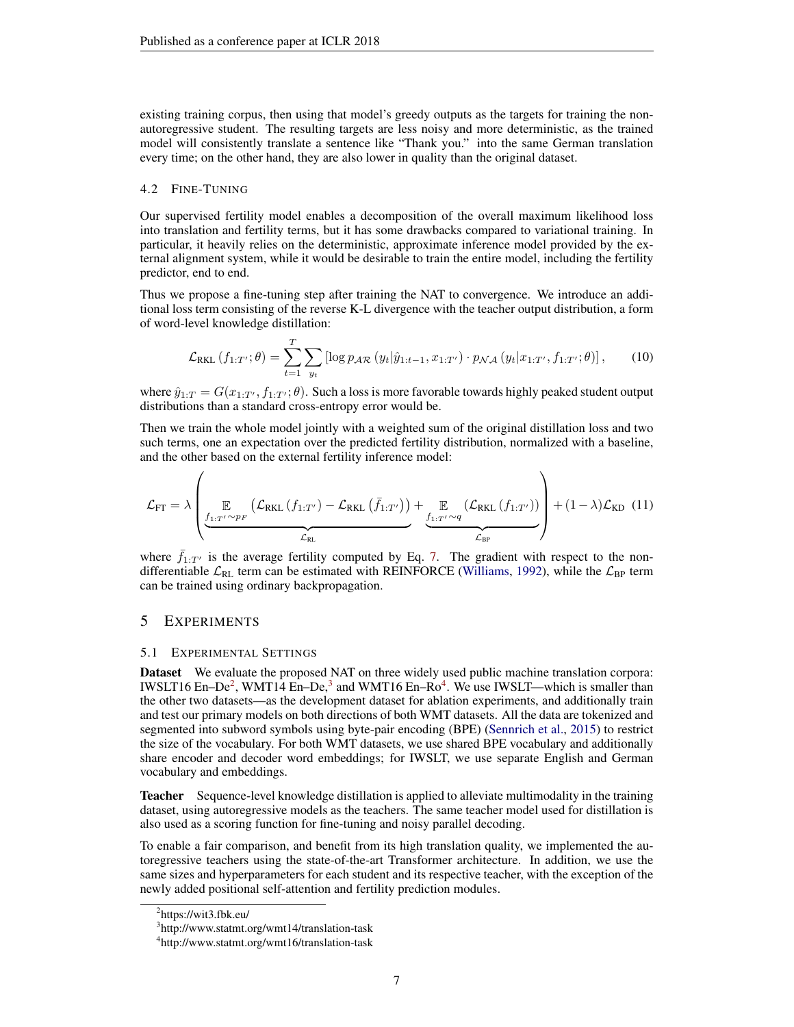existing training corpus, then using that model's greedy outputs as the targets for training the non-autoregressive student. The resulting targets are less noisy and more deterministic, as the trained model will consistently translate a sentence like "Thank you." into the same German translation every time; on the other hand, they are also lower in quality than the original dataset.

### 4.2 Fine-Tuning

Our supervised fertility model enables a decomposition of the overall maximum likelihood loss into translation and fertility terms, but it has some drawbacks compared to variational training. In particular, it heavily relies on the deterministic, approximate inference model provided by the external alignment system, while it would be desirable to train the entire model, including the fertility predictor, end to end.

Thus we propose a fine-tuning step after training the NAT to convergence. We introduce an additional loss term consisting of the reverse K-L divergence with the teacher output distribution, a form of word-level knowledge distillation:

$$\mathcal{L}_{\text{RKL}}\left(f_{1:T'};\theta\right) = \sum_{t=1}^{T}\sum_{y_t}\left[\log p_{\mathcal{AR}}\left(y_t|\hat{y}_{1:t-1}, x_{1:T'}\right)\cdot p_{\mathcal{NA}}\left(y_t|x_{1:T'}, f_{1:T'};\theta\right)\right], \tag{10}$$

where $\hat{y}_{1:T} = G(x_{1:T'}, f_{1:T'};\theta)$. Such a loss is more favorable towards highly peaked student output distributions than a standard cross-entropy error would be.

Then we train the whole model jointly with a weighted sum of the original distillation loss and two such terms, one an expectation over the predicted fertility distribution, normalized with a baseline, and the other based on the external fertility inference model:

$$\mathcal{L}_{\text{FT}} = \lambda\left(\underbrace{\mathop{\mathbb{E}}_{f_{1:T'}\sim p_F}\left(\mathcal{L}_{\text{RKL}}\left(f_{1:T'}\right) - \mathcal{L}_{\text{RKL}}\left(\bar{f}_{1:T'}\right)\right)}_{\mathcal{L}_{\text{RL}}} + \underbrace{\mathop{\mathbb{E}}_{f_{1:T'}\sim q}\left(\mathcal{L}_{\text{RKL}}\left(f_{1:T'}\right)\right)}_{\mathcal{L}_{\text{BP}}}\right) + (1-\lambda)\mathcal{L}_{\text{KD}} \tag{11}$$

where $\bar{f}_{1:T'}$ is the average fertility computed by Eq. 7. The gradient with respect to the non-differentiable $\mathcal{L}_{\text{RL}}$ term can be estimated with REINFORCE (Williams, 1992), while the $\mathcal{L}_{\text{BP}}$ term can be trained using ordinary backpropagation.

## 5 Experiments

### 5.1 Experimental Settings

**Dataset** We evaluate the proposed NAT on three widely used public machine translation corpora: IWSLT16 En–De[2], WMT14 En–De,[3] and WMT16 En–Ro[4]. We use IWSLT—which is smaller than the other two datasets—as the development dataset for ablation experiments, and additionally train and test our primary models on both directions of both WMT datasets. All the data are tokenized and segmented into subword symbols using byte-pair encoding (BPE) (Sennrich et al., 2015) to restrict the size of the vocabulary. For both WMT datasets, we use shared BPE vocabulary and additionally share encoder and decoder word embeddings; for IWSLT, we use separate English and German vocabulary and embeddings.

**Teacher** Sequence-level knowledge distillation is applied to alleviate multimodality in the training dataset, using autoregressive models as the teachers. The same teacher model used for distillation is also used as a scoring function for fine-tuning and noisy parallel decoding.

To enable a fair comparison, and benefit from its high translation quality, we implemented the autoregressive teachers using the state-of-the-art Transformer architecture. In addition, we use the same sizes and hyperparameters for each student and its respective teacher, with the exception of the newly added positional self-attention and fertility prediction modules.

[2] https://wit3.fbk.eu/

[3] http://www.statmt.org/wmt14/translation-task

[4] http://www.statmt.org/wmt16/translation-task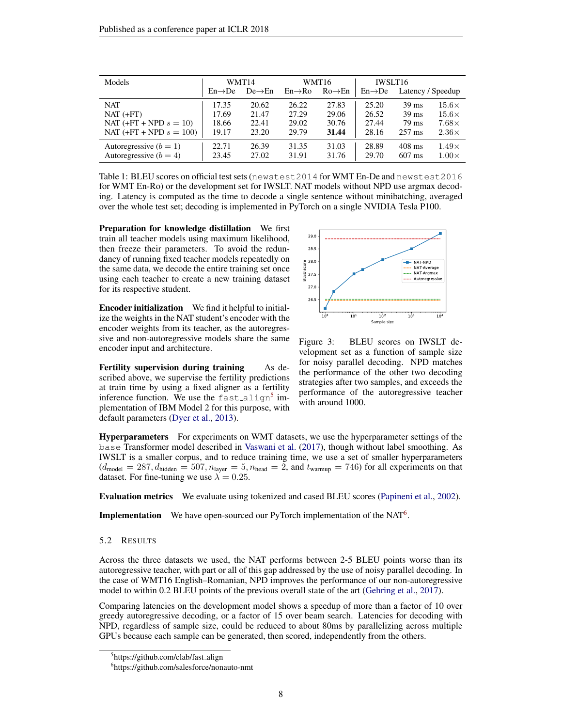| Models | WMT14 | | WMT16 | | IWSLT16 | | |
|---|---|---|---|---|---|---|---|
| | En→De | De→En | En→Ro | Ro→En | En→De | Latency / Speedup | |
| NAT | 17.35 | 20.62 | 26.22 | 27.83 | 25.20 | 39 ms | 15.6× |
| NAT (+FT) | 17.69 | 21.47 | 27.29 | 29.06 | 26.52 | 39 ms | 15.6× |
| NAT (+FT + NPD $s = 10$) | 18.66 | 22.41 | 29.02 | 30.76 | 27.44 | 79 ms | 7.68× |
| NAT (+FT + NPD $s = 100$) | 19.17 | 23.20 | 29.79 | **31.44** | 28.16 | 257 ms | 2.36× |
| Autoregressive ($b = 1$) | 22.71 | 26.39 | 31.35 | 31.03 | 28.89 | 408 ms | 1.49× |
| Autoregressive ($b = 4$) | 23.45 | 27.02 | 31.91 | 31.76 | 29.70 | 607 ms | 1.00× |

Table 1: BLEU scores on official test sets (`newstest2014` for WMT En-De and `newstest2016` for WMT En-Ro) or the development set for IWSLT. NAT models without NPD use argmax decoding. Latency is computed as the time to decode a single sentence without minibatching, averaged over the whole test set; decoding is implemented in PyTorch on a single NVIDIA Tesla P100.

**Preparation for knowledge distillation** We first train all teacher models using maximum likelihood, then freeze their parameters. To avoid the redundancy of running fixed teacher models repeatedly on the same data, we decode the entire training set once using each teacher to create a new training dataset for its respective student.

**Encoder initialization** We find it helpful to initialize the weights in the NAT student's encoder with the encoder weights from its teacher, as the autoregressive and non-autoregressive models share the same encoder input and architecture.

**Fertility supervision during training** As described above, we supervise the fertility predictions at train time by using a fixed aligner as a fertility inference function. We use the `fast_align`[5] implementation of IBM Model 2 for this purpose, with default parameters (Dyer et al., 2013).

Figure 3: BLEU scores on IWSLT development set as a function of sample size for noisy parallel decoding. NPD matches the performance of the other two decoding strategies after two samples, and exceeds the performance of the autoregressive teacher with around 1000.

**Hyperparameters** For experiments on WMT datasets, we use the hyperparameter settings of the `base` Transformer model described in Vaswani et al. (2017), though without label smoothing. As IWSLT is a smaller corpus, and to reduce training time, we use a set of smaller hyperparameters ($d_{\text{model}} = 287, d_{\text{hidden}} = 507, n_{\text{layer}} = 5, n_{\text{head}} = 2$, and $t_{\text{warmup}} = 746$) for all experiments on that dataset. For fine-tuning we use $\lambda = 0.25$.

**Evaluation metrics** We evaluate using tokenized and cased BLEU scores (Papineni et al., 2002).

**Implementation** We have open-sourced our PyTorch implementation of the NAT[6].

### 5.2 Results

Across the three datasets we used, the NAT performs between 2-5 BLEU points worse than its autoregressive teacher, with part or all of this gap addressed by the use of noisy parallel decoding. In the case of WMT16 English–Romanian, NPD improves the performance of our non-autoregressive model to within 0.2 BLEU points of the previous overall state of the art (Gehring et al., 2017).

Comparing latencies on the development model shows a speedup of more than a factor of 10 over greedy autoregressive decoding, or a factor of 15 over beam search. Latencies for decoding with NPD, regardless of sample size, could be reduced to about 80ms by parallelizing across multiple GPUs because each sample can be generated, then scored, independently from the others.

[5] https://github.com/clab/fast_align

[6] https://github.com/salesforce/nonauto-nmt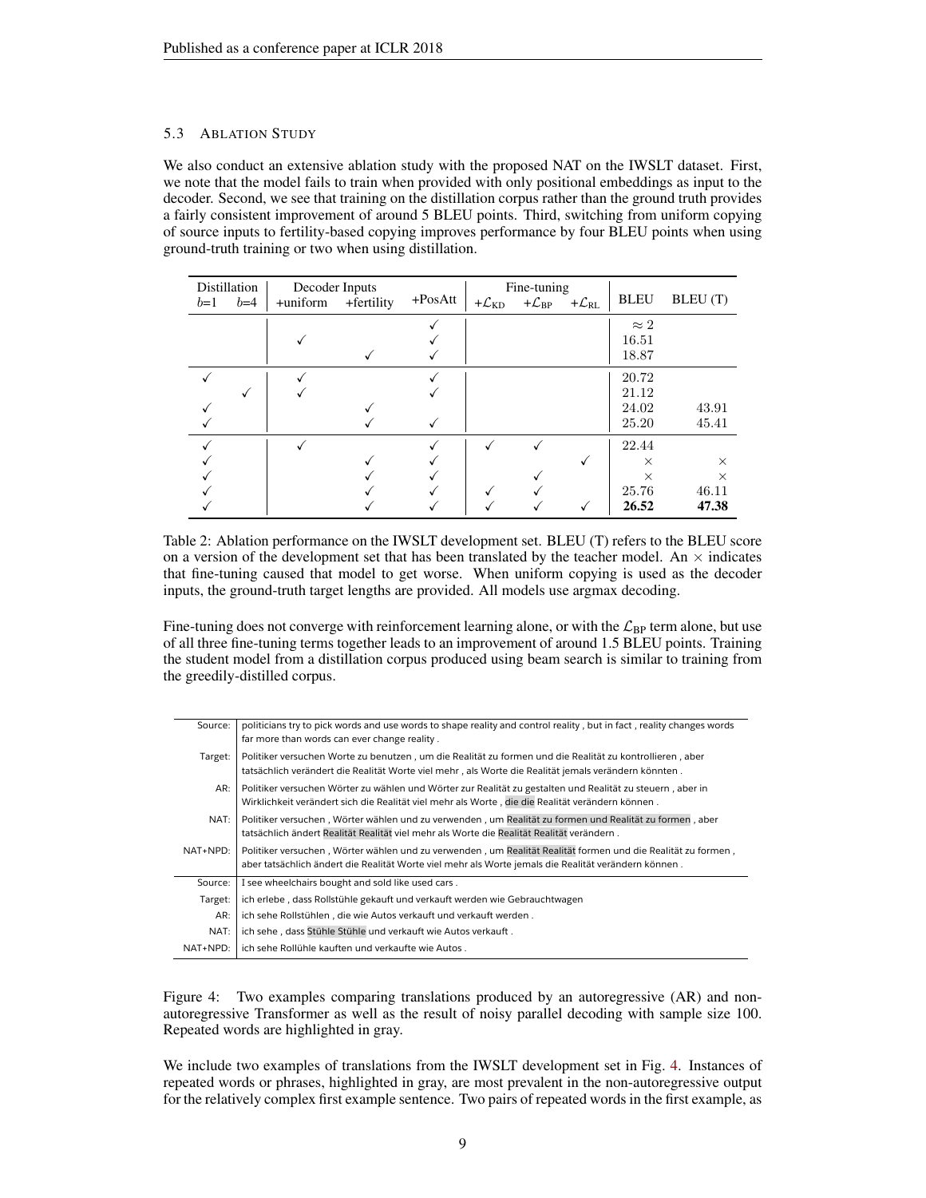### 5.3 Ablation Study

We also conduct an extensive ablation study with the proposed NAT on the IWSLT dataset. First, we note that the model fails to train when provided with only positional embeddings as input to the decoder. Second, we see that training on the distillation corpus rather than the ground truth provides a fairly consistent improvement of around 5 BLEU points. Third, switching from uniform copying of source inputs to fertility-based copying improves performance by four BLEU points when using ground-truth training or two when using distillation.

| Distillation | | Decoder Inputs | | +PosAtt | Fine-tuning | | | BLEU | BLEU (T) |
|---|---|---|---|---|---|---|---|---|---|
| $b$=1 | $b$=4 | +uniform | +fertility | | $+\mathcal{L}_{\text{KD}}$ | $+\mathcal{L}_{\text{BP}}$ | $+\mathcal{L}_{\text{RL}}$ | | |
| | | | | ✓ | | | | $\approx 2$ | |
| | | ✓ | | ✓ | | | | 16.51 | |
| | | | ✓ | ✓ | | | | 18.87 | |
| ✓ | | ✓ | | ✓ | | | | 20.72 | |
| | ✓ | ✓ | | ✓ | | | | 21.12 | |
| ✓ | | | ✓ | | | | | 24.02 | 43.91 |
| ✓ | | | ✓ | ✓ | | | | 25.20 | 45.41 |
| ✓ | | ✓ | | ✓ | ✓ | ✓ | | 22.44 | |
| ✓ | | | ✓ | ✓ | | | ✓ | × | × |
| ✓ | | | ✓ | ✓ | | ✓ | | × | × |
| ✓ | | | ✓ | ✓ | ✓ | ✓ | | 25.76 | 46.11 |
| ✓ | | | ✓ | ✓ | ✓ | ✓ | ✓ | **26.52** | **47.38** |

Table 2: Ablation performance on the IWSLT development set. BLEU (T) refers to the BLEU score on a version of the development set that has been translated by the teacher model. An × indicates that fine-tuning caused that model to get worse. When uniform copying is used as the decoder inputs, the ground-truth target lengths are provided. All models use argmax decoding.

Fine-tuning does not converge with reinforcement learning alone, or with the $\mathcal{L}_{\text{BP}}$ term alone, but use of all three fine-tuning terms together leads to an improvement of around 1.5 BLEU points. Training the student model from a distillation corpus produced using beam search is similar to training from the greedily-distilled corpus.

| | |
|---|---|
| Source: | politicians try to pick words and use words to shape reality and control reality , but in fact , reality changes words far more than words can ever change reality . |
| Target: | Politiker versuchen Worte zu benutzen , um die Realität zu formen und die Realität zu kontrollieren , aber tatsächlich verändert die Realität Worte viel mehr , als Worte die Realität jemals verändern könnten . |
| AR: | Politiker versuchen Wörter zu wählen und Wörter zur Realität zu gestalten und Realität zu steuern , aber in Wirklichkeit verändert sich die Realität viel mehr als Worte , die die Realität verändern können . |
| NAT: | Politiker versuchen , Wörter wählen und zu verwenden , um Realität zu formen und Realität zu formen , aber tatsächlich ändert Realität Realität viel mehr als Worte die Realität Realität verändern . |
| NAT+NPD: | Politiker versuchen , Wörter wählen und zu verwenden , um Realität Realität formen und die Realität zu formen , aber tatsächlich ändert die Realität Worte viel mehr als Worte jemals die Realität verändern können . |
| Source: | I see wheelchairs bought and sold like used cars . |
| Target: | ich erlebe , dass Rollstühle gekauft und verkauft werden wie Gebrauchtwagen |
| AR: | ich sehe Rollstühlen , die wie Autos verkauft und verkauft werden . |
| NAT: | ich sehe , dass Stühle Stühle und verkauft wie Autos verkauft . |
| NAT+NPD: | ich sehe Rollühle kauften und verkaufte wie Autos . |

Figure 4: Two examples comparing translations produced by an autoregressive (AR) and non-autoregressive Transformer as well as the result of noisy parallel decoding with sample size 100. Repeated words are highlighted in gray.

We include two examples of translations from the IWSLT development set in Fig. 4. Instances of repeated words or phrases, highlighted in gray, are most prevalent in the non-autoregressive output for the relatively complex first example sentence. Two pairs of repeated words in the first example, as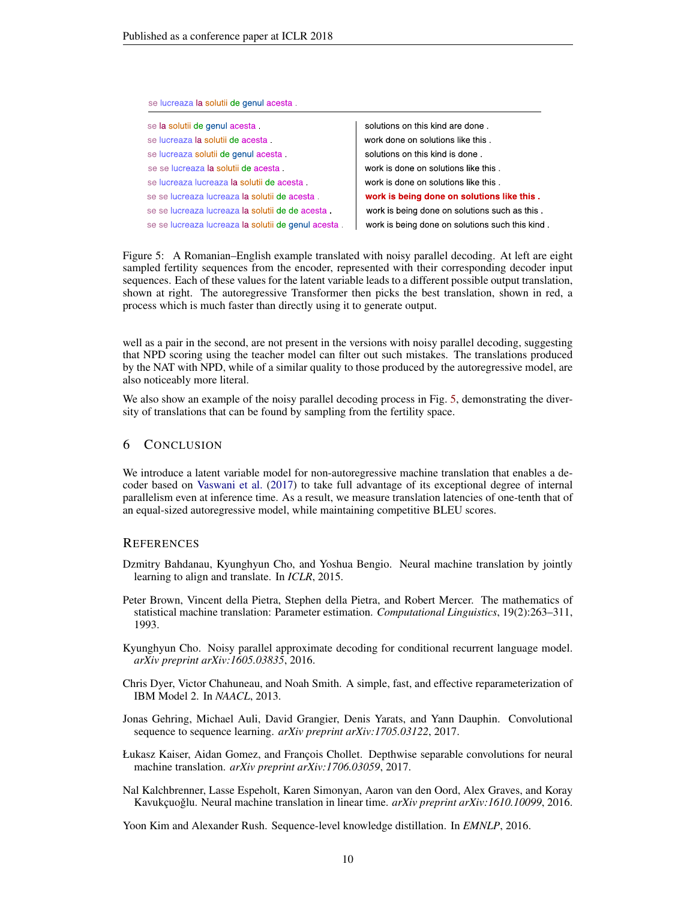se lucreaza la solutii de genul acesta .

| | |
|---|---|
| se la solutii de genul acesta . | solutions on this kind are done . |
| se lucreaza la solutii de acesta . | work done on solutions like this . |
| se lucreaza solutii de genul acesta . | solutions on this kind is done . |
| se se lucreaza la solutii de acesta . | work is done on solutions like this . |
| se lucreaza lucreaza la solutii de acesta . | work is done on solutions like this . |
| se se lucreaza lucreaza la solutii de acesta . | **work is being done on solutions like this .** |
| se se lucreaza lucreaza la solutii de de acesta . | work is being done on solutions such as this . |
| se se lucreaza lucreaza la solutii de genul acesta . | work is being done on solutions such this kind . |

Figure 5: A Romanian–English example translated with noisy parallel decoding. At left are eight sampled fertility sequences from the encoder, represented with their corresponding decoder input sequences. Each of these values for the latent variable leads to a different possible output translation, shown at right. The autoregressive Transformer then picks the best translation, shown in red, a process which is much faster than directly using it to generate output.

well as a pair in the second, are not present in the versions with noisy parallel decoding, suggesting that NPD scoring using the teacher model can filter out such mistakes. The translations produced by the NAT with NPD, while of a similar quality to those produced by the autoregressive model, are also noticeably more literal.

We also show an example of the noisy parallel decoding process in Fig. 5, demonstrating the diversity of translations that can be found by sampling from the fertility space.

## 6 Conclusion

We introduce a latent variable model for non-autoregressive machine translation that enables a decoder based on Vaswani et al. (2017) to take full advantage of its exceptional degree of internal parallelism even at inference time. As a result, we measure translation latencies of one-tenth that of an equal-sized autoregressive model, while maintaining competitive BLEU scores.

## References

Dzmitry Bahdanau, Kyunghyun Cho, and Yoshua Bengio. Neural machine translation by jointly learning to align and translate. In *ICLR*, 2015.

Peter Brown, Vincent della Pietra, Stephen della Pietra, and Robert Mercer. The mathematics of statistical machine translation: Parameter estimation. *Computational Linguistics*, 19(2):263–311, 1993.

Kyunghyun Cho. Noisy parallel approximate decoding for conditional recurrent language model. *arXiv preprint arXiv:1605.03835*, 2016.

Chris Dyer, Victor Chahuneau, and Noah Smith. A simple, fast, and effective reparameterization of IBM Model 2. In *NAACL*, 2013.

Jonas Gehring, Michael Auli, David Grangier, Denis Yarats, and Yann Dauphin. Convolutional sequence to sequence learning. *arXiv preprint arXiv:1705.03122*, 2017.

Łukasz Kaiser, Aidan Gomez, and François Chollet. Depthwise separable convolutions for neural machine translation. *arXiv preprint arXiv:1706.03059*, 2017.

Nal Kalchbrenner, Lasse Espeholt, Karen Simonyan, Aaron van den Oord, Alex Graves, and Koray Kavukçuoğlu. Neural machine translation in linear time. *arXiv preprint arXiv:1610.10099*, 2016.

Yoon Kim and Alexander Rush. Sequence-level knowledge distillation. In *EMNLP*, 2016.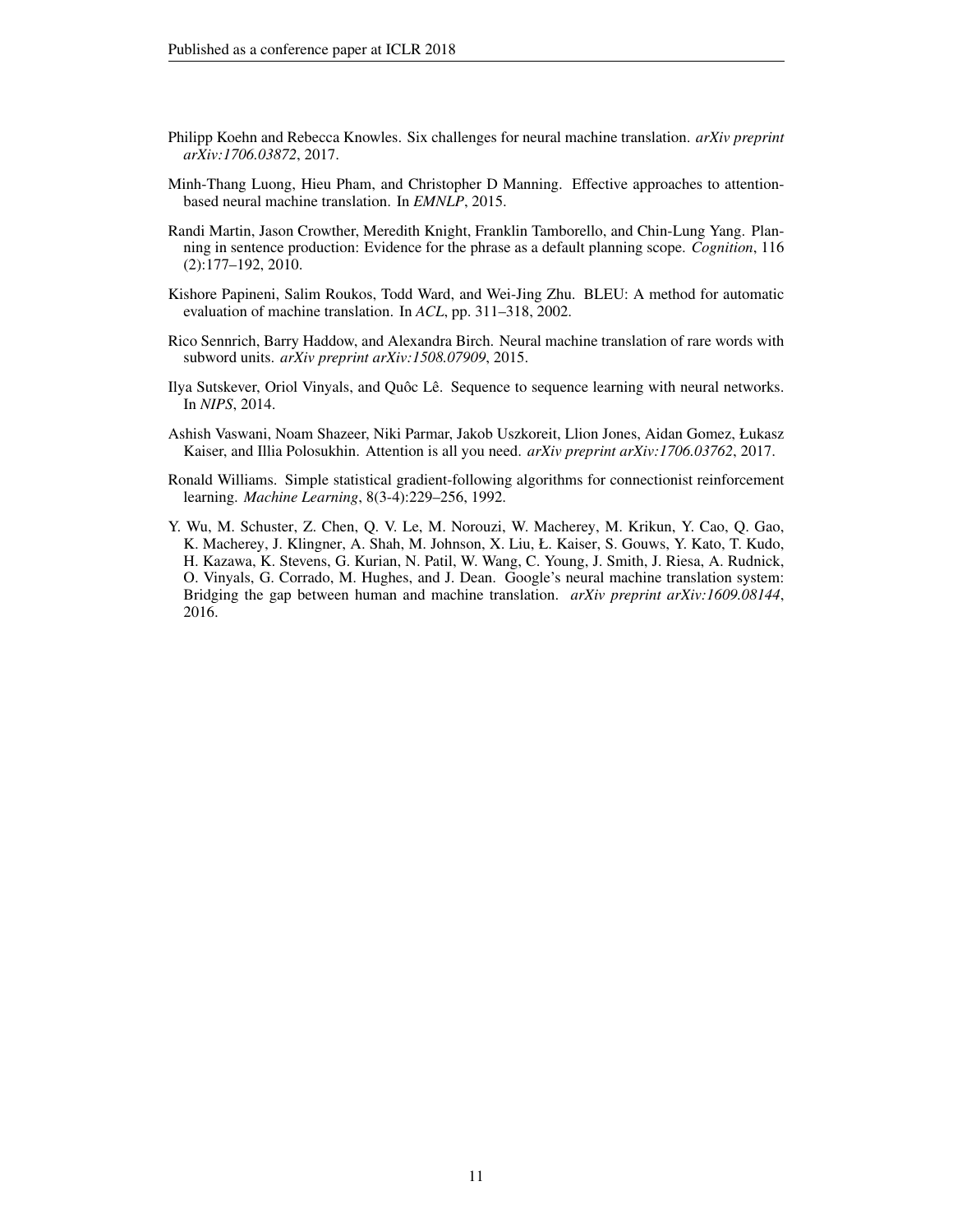Philipp Koehn and Rebecca Knowles. Six challenges for neural machine translation. *arXiv preprint arXiv:1706.03872*, 2017.

Minh-Thang Luong, Hieu Pham, and Christopher D Manning. Effective approaches to attention-based neural machine translation. In *EMNLP*, 2015.

Randi Martin, Jason Crowther, Meredith Knight, Franklin Tamborello, and Chin-Lung Yang. Planning in sentence production: Evidence for the phrase as a default planning scope. *Cognition*, 116 (2):177–192, 2010.

Kishore Papineni, Salim Roukos, Todd Ward, and Wei-Jing Zhu. BLEU: A method for automatic evaluation of machine translation. In *ACL*, pp. 311–318, 2002.

Rico Sennrich, Barry Haddow, and Alexandra Birch. Neural machine translation of rare words with subword units. *arXiv preprint arXiv:1508.07909*, 2015.

Ilya Sutskever, Oriol Vinyals, and Quôc Lê. Sequence to sequence learning with neural networks. In *NIPS*, 2014.

Ashish Vaswani, Noam Shazeer, Niki Parmar, Jakob Uszkoreit, Llion Jones, Aidan Gomez, Łukasz Kaiser, and Illia Polosukhin. Attention is all you need. *arXiv preprint arXiv:1706.03762*, 2017.

Ronald Williams. Simple statistical gradient-following algorithms for connectionist reinforcement learning. *Machine Learning*, 8(3-4):229–256, 1992.

Y. Wu, M. Schuster, Z. Chen, Q. V. Le, M. Norouzi, W. Macherey, M. Krikun, Y. Cao, Q. Gao, K. Macherey, J. Klingner, A. Shah, M. Johnson, X. Liu, Ł. Kaiser, S. Gouws, Y. Kato, T. Kudo, H. Kazawa, K. Stevens, G. Kurian, N. Patil, W. Wang, C. Young, J. Smith, J. Riesa, A. Rudnick, O. Vinyals, G. Corrado, M. Hughes, and J. Dean. Google's neural machine translation system: Bridging the gap between human and machine translation. *arXiv preprint arXiv:1609.08144*, 2016.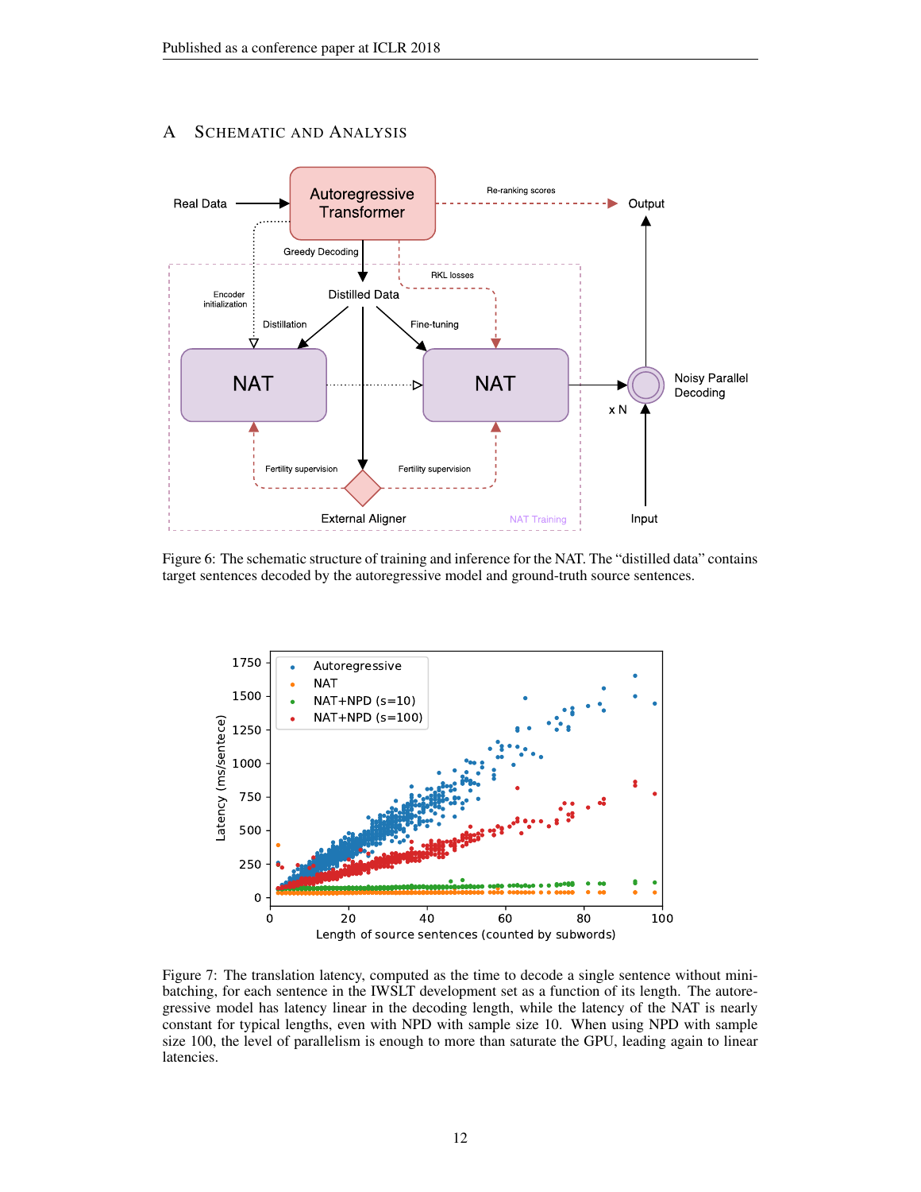# A SCHEMATIC AND ANALYSIS

Figure 6: The schematic structure of training and inference for the NAT. The "distilled data" contains target sentences decoded by the autoregressive model and ground-truth source sentences.

Figure 7: The translation latency, computed as the time to decode a single sentence without mini-batching, for each sentence in the IWSLT development set as a function of its length. The autoregressive model has latency linear in the decoding length, while the latency of the NAT is nearly constant for typical lengths, even with NPD with sample size 10. When using NPD with sample size 100, the level of parallelism is enough to more than saturate the GPU, leading again to linear latencies.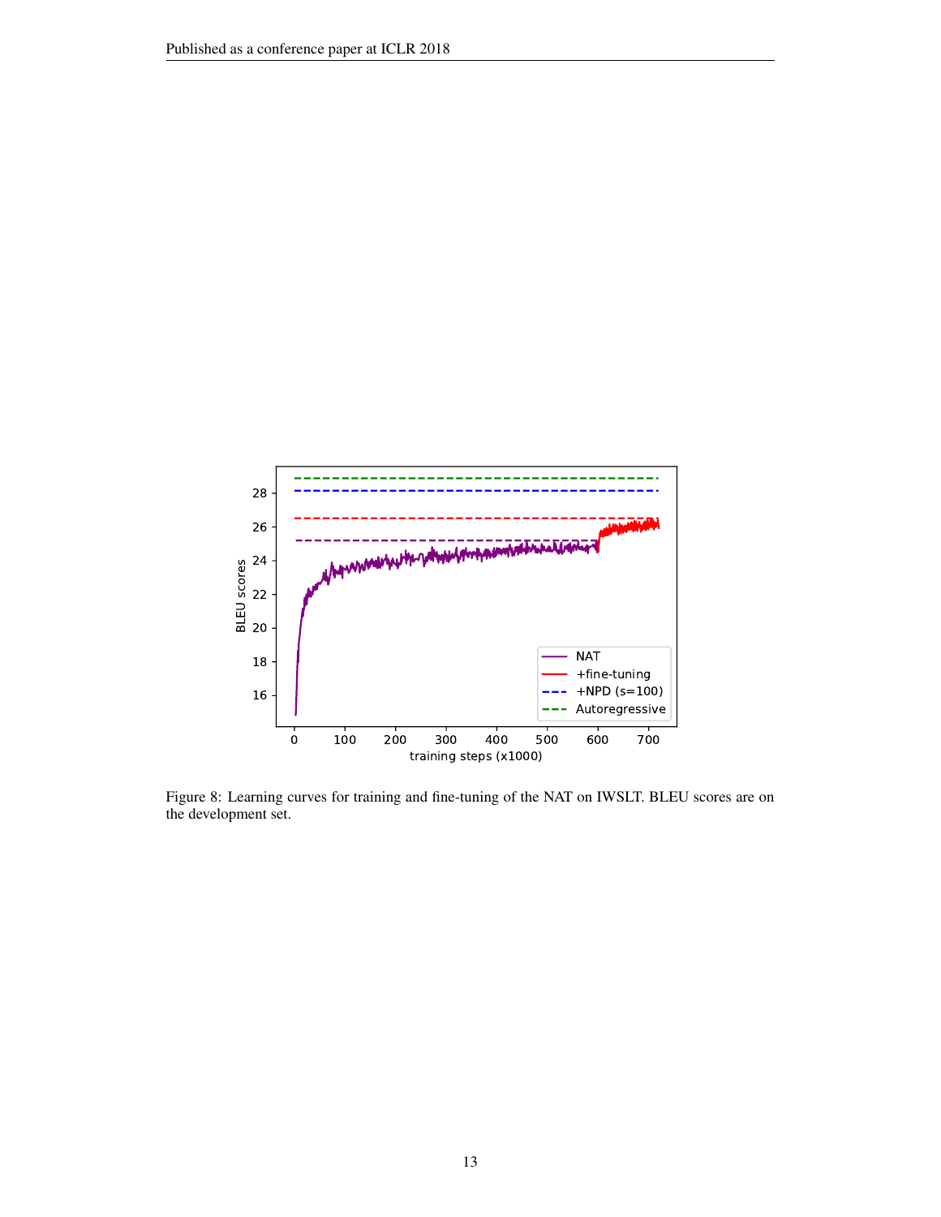28
26
24
22
20
18
16

BLEU scores

0 100 200 300 400 500 600 700

training steps (x1000)

NAT
+fine-tuning
+NPD (s=100)
Autoregressive

Figure 8: Learning curves for training and fine-tuning of the NAT on IWSLT. BLEU scores are on the development set.